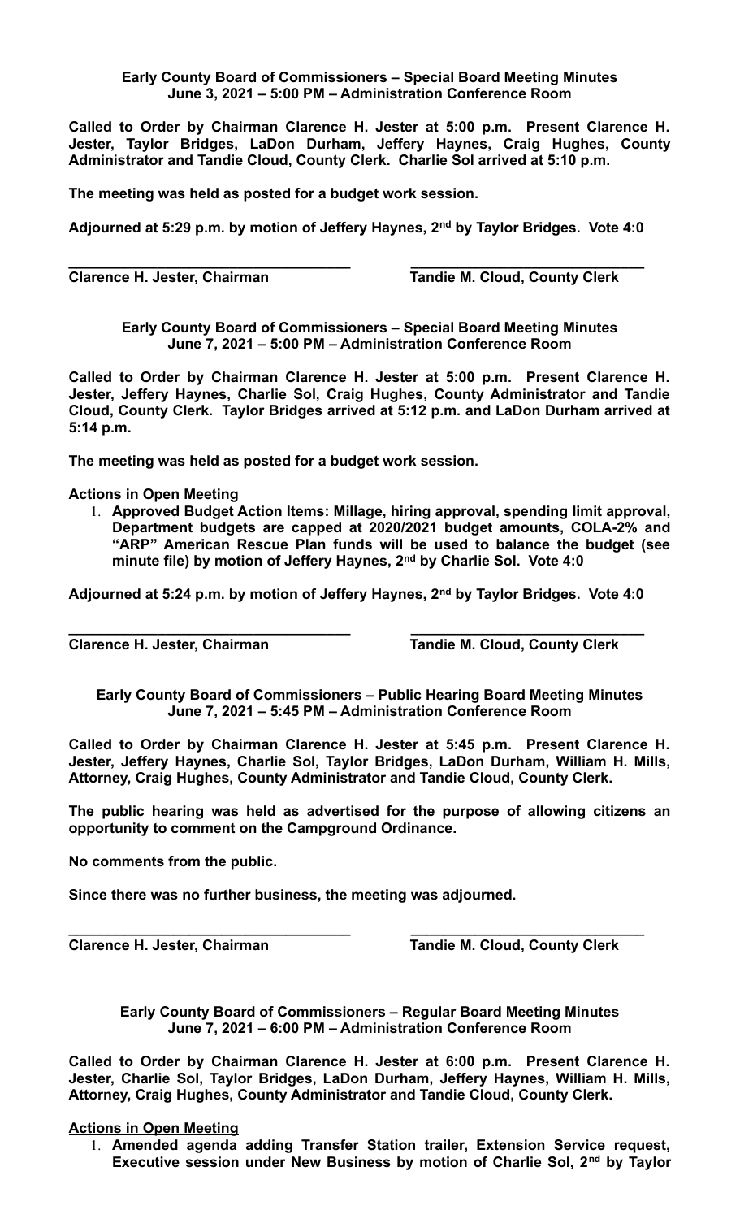**Early County Board of Commissioners – Special Board Meeting Minutes**
**June 3, 2021 – 5:00 PM – Administration Conference Room**

**Called to Order by Chairman Clarence H. Jester at 5:00 p.m. Present Clarence H. Jester, Taylor Bridges, LaDon Durham, Jeffery Haynes, Craig Hughes, County Administrator and Tandie Cloud, County Clerk. Charlie Sol arrived at 5:10 p.m.**

**The meeting was held as posted for a budget work session.**

**Adjourned at 5:29 p.m. by motion of Jeffery Haynes, 2nd by Taylor Bridges. Vote 4:0**

**\_\_\_\_\_\_\_\_\_\_\_\_\_\_\_\_\_\_\_\_\_\_\_\_\_\_\_\_\_\_\_\_\_\_\_\_ \_\_\_\_\_\_\_\_\_\_\_\_\_\_\_\_\_\_\_\_\_\_\_\_\_\_\_\_\_\_**
**Clarence H. Jester, Chairman Tandie M. Cloud, County Clerk**

**Early County Board of Commissioners – Special Board Meeting Minutes**
**June 7, 2021 – 5:00 PM – Administration Conference Room**

**Called to Order by Chairman Clarence H. Jester at 5:00 p.m. Present Clarence H. Jester, Jeffery Haynes, Charlie Sol, Craig Hughes, County Administrator and Tandie Cloud, County Clerk. Taylor Bridges arrived at 5:12 p.m. and LaDon Durham arrived at 5:14 p.m.**

**The meeting was held as posted for a budget work session.**

**Actions in Open Meeting**

1. **Approved Budget Action Items: Millage, hiring approval, spending limit approval, Department budgets are capped at 2020/2021 budget amounts, COLA-2% and "ARP" American Rescue Plan funds will be used to balance the budget (see minute file) by motion of Jeffery Haynes, 2nd by Charlie Sol. Vote 4:0**

**Adjourned at 5:24 p.m. by motion of Jeffery Haynes, 2nd by Taylor Bridges. Vote 4:0**

**\_\_\_\_\_\_\_\_\_\_\_\_\_\_\_\_\_\_\_\_\_\_\_\_\_\_\_\_\_\_\_\_\_\_\_\_ \_\_\_\_\_\_\_\_\_\_\_\_\_\_\_\_\_\_\_\_\_\_\_\_\_\_\_\_\_\_**
**Clarence H. Jester, Chairman Tandie M. Cloud, County Clerk**

**Early County Board of Commissioners – Public Hearing Board Meeting Minutes**
**June 7, 2021 – 5:45 PM – Administration Conference Room**

**Called to Order by Chairman Clarence H. Jester at 5:45 p.m. Present Clarence H. Jester, Jeffery Haynes, Charlie Sol, Taylor Bridges, LaDon Durham, William H. Mills, Attorney, Craig Hughes, County Administrator and Tandie Cloud, County Clerk.**

**The public hearing was held as advertised for the purpose of allowing citizens an opportunity to comment on the Campground Ordinance.**

**No comments from the public.**

**Since there was no further business, the meeting was adjourned.**

**\_\_\_\_\_\_\_\_\_\_\_\_\_\_\_\_\_\_\_\_\_\_\_\_\_\_\_\_\_\_\_\_\_\_\_\_ \_\_\_\_\_\_\_\_\_\_\_\_\_\_\_\_\_\_\_\_\_\_\_\_\_\_\_\_\_\_**
**Clarence H. Jester, Chairman Tandie M. Cloud, County Clerk**

**Early County Board of Commissioners – Regular Board Meeting Minutes**
**June 7, 2021 – 6:00 PM – Administration Conference Room**

**Called to Order by Chairman Clarence H. Jester at 6:00 p.m. Present Clarence H. Jester, Charlie Sol, Taylor Bridges, LaDon Durham, Jeffery Haynes, William H. Mills, Attorney, Craig Hughes, County Administrator and Tandie Cloud, County Clerk.**

**Actions in Open Meeting**

1. **Amended agenda adding Transfer Station trailer, Extension Service request, Executive session under New Business by motion of Charlie Sol, 2nd by Taylor**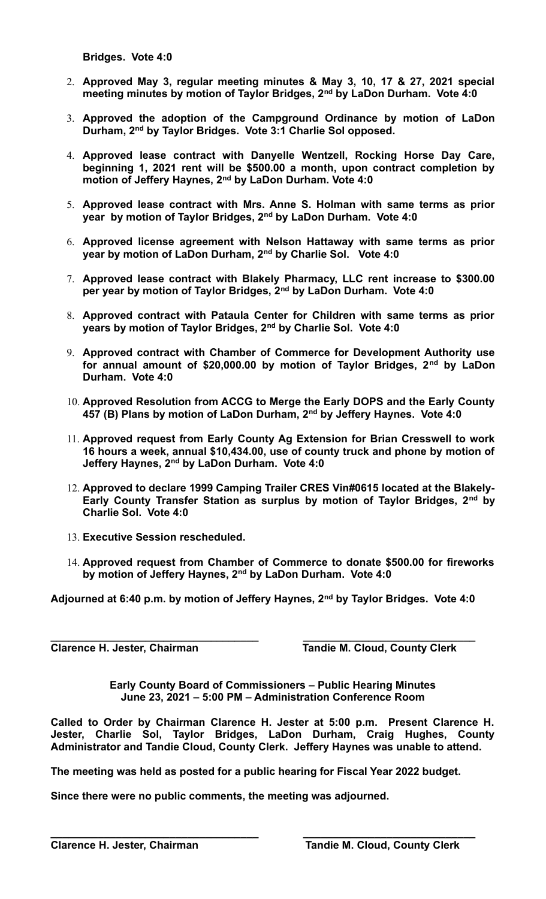**Bridges. Vote 4:0**

2. **Approved May 3, regular meeting minutes & May 3, 10, 17 & 27, 2021 special meeting minutes by motion of Taylor Bridges, 2nd by LaDon Durham. Vote 4:0**

3. **Approved the adoption of the Campground Ordinance by motion of LaDon Durham, 2nd by Taylor Bridges. Vote 3:1 Charlie Sol opposed.**

4. **Approved lease contract with Danyelle Wentzell, Rocking Horse Day Care, beginning 1, 2021 rent will be $500.00 a month, upon contract completion by motion of Jeffery Haynes, 2nd by LaDon Durham. Vote 4:0**

5. **Approved lease contract with Mrs. Anne S. Holman with same terms as prior year by motion of Taylor Bridges, 2nd by LaDon Durham. Vote 4:0**

6. **Approved license agreement with Nelson Hattaway with same terms as prior year by motion of LaDon Durham, 2nd by Charlie Sol. Vote 4:0**

7. **Approved lease contract with Blakely Pharmacy, LLC rent increase to $300.00 per year by motion of Taylor Bridges, 2nd by LaDon Durham. Vote 4:0**

8. **Approved contract with Pataula Center for Children with same terms as prior years by motion of Taylor Bridges, 2nd by Charlie Sol. Vote 4:0**

9. **Approved contract with Chamber of Commerce for Development Authority use for annual amount of $20,000.00 by motion of Taylor Bridges, 2nd by LaDon Durham. Vote 4:0**

10. **Approved Resolution from ACCG to Merge the Early DOPS and the Early County 457 (B) Plans by motion of LaDon Durham, 2nd by Jeffery Haynes. Vote 4:0**

11. **Approved request from Early County Ag Extension for Brian Cresswell to work 16 hours a week, annual $10,434.00, use of county truck and phone by motion of Jeffery Haynes, 2nd by LaDon Durham. Vote 4:0**

12. **Approved to declare 1999 Camping Trailer CRES Vin#0615 located at the Blakely-Early County Transfer Station as surplus by motion of Taylor Bridges, 2nd by Charlie Sol. Vote 4:0**

13. **Executive Session rescheduled.**

14. **Approved request from Chamber of Commerce to donate $500.00 for fireworks by motion of Jeffery Haynes, 2nd by LaDon Durham. Vote 4:0**

**Adjourned at 6:40 p.m. by motion of Jeffery Haynes, 2nd by Taylor Bridges. Vote 4:0**

**\_\_\_\_\_\_\_\_\_\_\_\_\_\_\_\_\_\_\_\_\_\_\_\_\_\_\_\_\_\_\_\_\_\_\_\_ \_\_\_\_\_\_\_\_\_\_\_\_\_\_\_\_\_\_\_\_\_\_\_\_\_\_\_\_\_\_\_\_**

**Clarence H. Jester, Chairman Tandie M. Cloud, County Clerk**

**Early County Board of Commissioners – Public Hearing Minutes**
**June 23, 2021 – 5:00 PM – Administration Conference Room**

**Called to Order by Chairman Clarence H. Jester at 5:00 p.m. Present Clarence H. Jester, Charlie Sol, Taylor Bridges, LaDon Durham, Craig Hughes, County Administrator and Tandie Cloud, County Clerk. Jeffery Haynes was unable to attend.**

**The meeting was held as posted for a public hearing for Fiscal Year 2022 budget.**

**Since there were no public comments, the meeting was adjourned.**

**\_\_\_\_\_\_\_\_\_\_\_\_\_\_\_\_\_\_\_\_\_\_\_\_\_\_\_\_\_\_\_\_\_\_\_\_ \_\_\_\_\_\_\_\_\_\_\_\_\_\_\_\_\_\_\_\_\_\_\_\_\_\_\_\_\_\_\_\_**

**Clarence H. Jester, Chairman Tandie M. Cloud, County Clerk**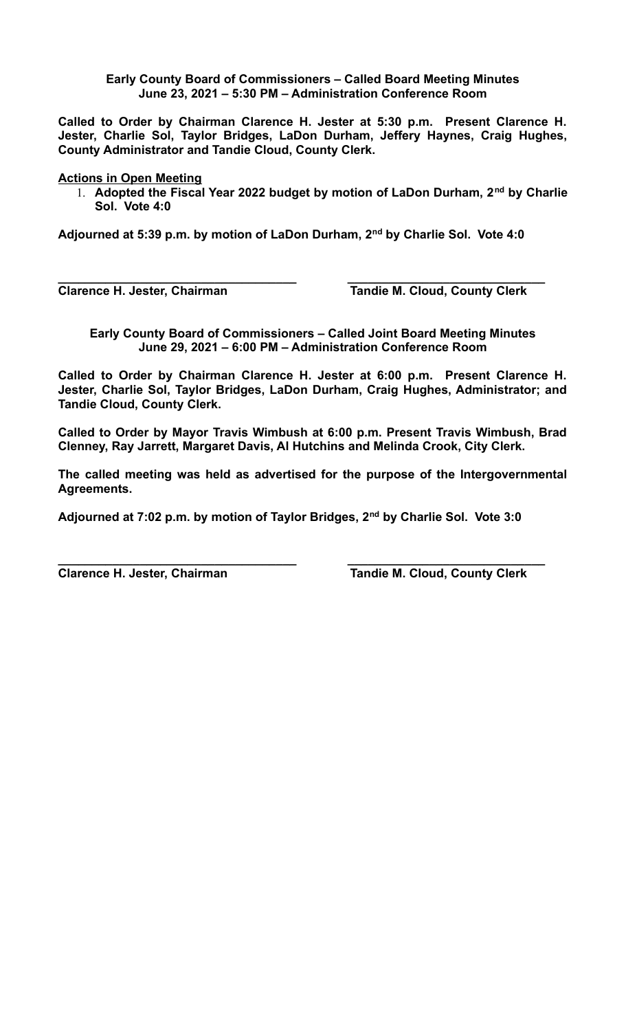**Early County Board of Commissioners – Called Board Meeting Minutes**
**June 23, 2021 – 5:30 PM – Administration Conference Room**

**Called to Order by Chairman Clarence H. Jester at 5:30 p.m. Present Clarence H. Jester, Charlie Sol, Taylor Bridges, LaDon Durham, Jeffery Haynes, Craig Hughes, County Administrator and Tandie Cloud, County Clerk.**

**Actions in Open Meeting**

1. **Adopted the Fiscal Year 2022 budget by motion of LaDon Durham, 2nd by Charlie Sol. Vote 4:0**

**Adjourned at 5:39 p.m. by motion of LaDon Durham, 2nd by Charlie Sol. Vote 4:0**

**\_\_\_\_\_\_\_\_\_\_\_\_\_\_\_\_\_\_\_\_\_\_\_\_\_\_\_\_\_\_\_\_\_\_\_\_ \_\_\_\_\_\_\_\_\_\_\_\_\_\_\_\_\_\_\_\_\_\_\_\_\_\_\_\_\_\_\_\_**
**Clarence H. Jester, Chairman Tandie M. Cloud, County Clerk**

**Early County Board of Commissioners – Called Joint Board Meeting Minutes**
**June 29, 2021 – 6:00 PM – Administration Conference Room**

**Called to Order by Chairman Clarence H. Jester at 6:00 p.m. Present Clarence H. Jester, Charlie Sol, Taylor Bridges, LaDon Durham, Craig Hughes, Administrator; and Tandie Cloud, County Clerk.**

**Called to Order by Mayor Travis Wimbush at 6:00 p.m. Present Travis Wimbush, Brad Clenney, Ray Jarrett, Margaret Davis, Al Hutchins and Melinda Crook, City Clerk.**

**The called meeting was held as advertised for the purpose of the Intergovernmental Agreements.**

**Adjourned at 7:02 p.m. by motion of Taylor Bridges, 2nd by Charlie Sol. Vote 3:0**

**\_\_\_\_\_\_\_\_\_\_\_\_\_\_\_\_\_\_\_\_\_\_\_\_\_\_\_\_\_\_\_\_\_\_\_\_ \_\_\_\_\_\_\_\_\_\_\_\_\_\_\_\_\_\_\_\_\_\_\_\_\_\_\_\_\_\_\_\_**
**Clarence H. Jester, Chairman Tandie M. Cloud, County Clerk**